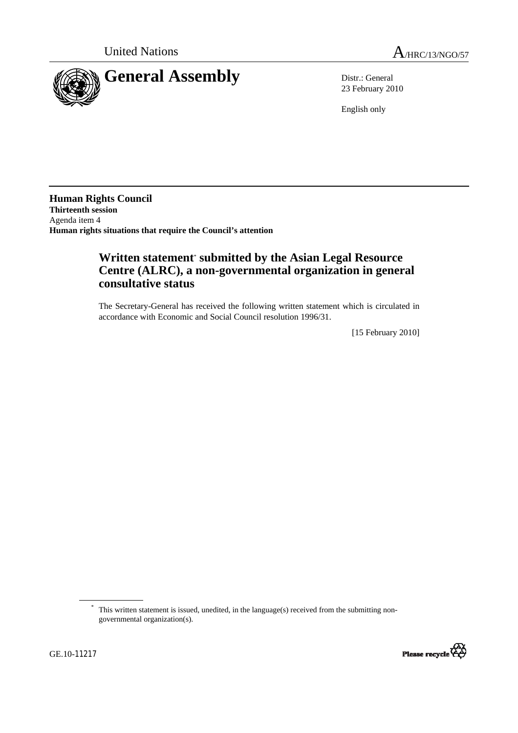United Nations

A/HRC/13/NGO/57

# General Assembly

Distr.: General
23 February 2010

English only

**Human Rights Council**
**Thirteenth session**
Agenda item 4
**Human rights situations that require the Council's attention**

## Written statement* submitted by the Asian Legal Resource Centre (ALRC), a non-governmental organization in general consultative status

The Secretary-General has received the following written statement which is circulated in accordance with Economic and Social Council resolution 1996/31.

[15 February 2010]

\* This written statement is issued, unedited, in the language(s) received from the submitting non-governmental organization(s).

GE.10-11217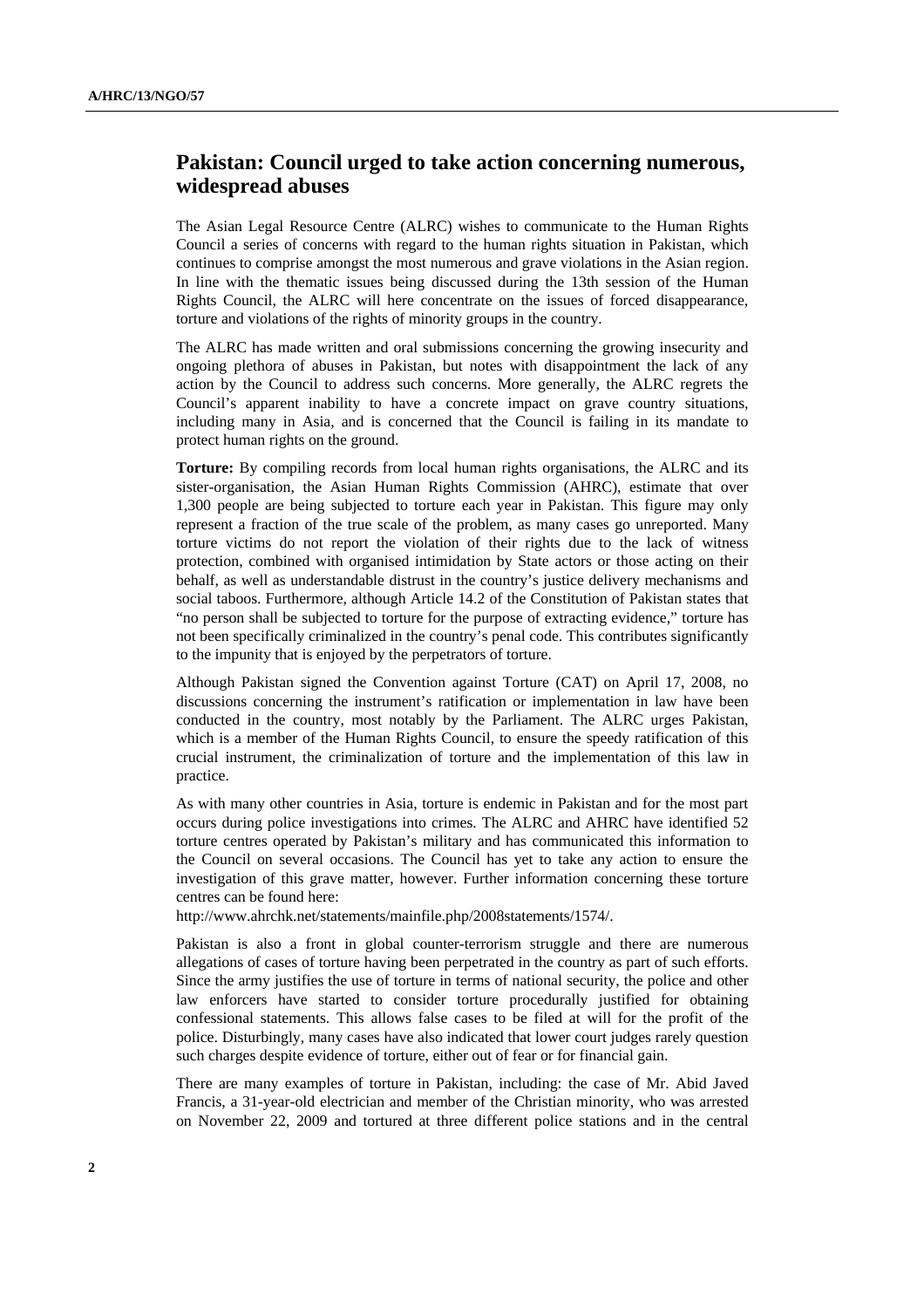## Pakistan: Council urged to take action concerning numerous, widespread abuses

The Asian Legal Resource Centre (ALRC) wishes to communicate to the Human Rights Council a series of concerns with regard to the human rights situation in Pakistan, which continues to comprise amongst the most numerous and grave violations in the Asian region. In line with the thematic issues being discussed during the 13th session of the Human Rights Council, the ALRC will here concentrate on the issues of forced disappearance, torture and violations of the rights of minority groups in the country.

The ALRC has made written and oral submissions concerning the growing insecurity and ongoing plethora of abuses in Pakistan, but notes with disappointment the lack of any action by the Council to address such concerns. More generally, the ALRC regrets the Council's apparent inability to have a concrete impact on grave country situations, including many in Asia, and is concerned that the Council is failing in its mandate to protect human rights on the ground.

**Torture:** By compiling records from local human rights organisations, the ALRC and its sister-organisation, the Asian Human Rights Commission (AHRC), estimate that over 1,300 people are being subjected to torture each year in Pakistan. This figure may only represent a fraction of the true scale of the problem, as many cases go unreported. Many torture victims do not report the violation of their rights due to the lack of witness protection, combined with organised intimidation by State actors or those acting on their behalf, as well as understandable distrust in the country's justice delivery mechanisms and social taboos. Furthermore, although Article 14.2 of the Constitution of Pakistan states that "no person shall be subjected to torture for the purpose of extracting evidence," torture has not been specifically criminalized in the country's penal code. This contributes significantly to the impunity that is enjoyed by the perpetrators of torture.

Although Pakistan signed the Convention against Torture (CAT) on April 17, 2008, no discussions concerning the instrument's ratification or implementation in law have been conducted in the country, most notably by the Parliament. The ALRC urges Pakistan, which is a member of the Human Rights Council, to ensure the speedy ratification of this crucial instrument, the criminalization of torture and the implementation of this law in practice.

As with many other countries in Asia, torture is endemic in Pakistan and for the most part occurs during police investigations into crimes. The ALRC and AHRC have identified 52 torture centres operated by Pakistan's military and has communicated this information to the Council on several occasions. The Council has yet to take any action to ensure the investigation of this grave matter, however. Further information concerning these torture centres can be found here:
http://www.ahrchk.net/statements/mainfile.php/2008statements/1574/.

Pakistan is also a front in global counter-terrorism struggle and there are numerous allegations of cases of torture having been perpetrated in the country as part of such efforts. Since the army justifies the use of torture in terms of national security, the police and other law enforcers have started to consider torture procedurally justified for obtaining confessional statements. This allows false cases to be filed at will for the profit of the police. Disturbingly, many cases have also indicated that lower court judges rarely question such charges despite evidence of torture, either out of fear or for financial gain.

There are many examples of torture in Pakistan, including: the case of Mr. Abid Javed Francis, a 31-year-old electrician and member of the Christian minority, who was arrested on November 22, 2009 and tortured at three different police stations and in the central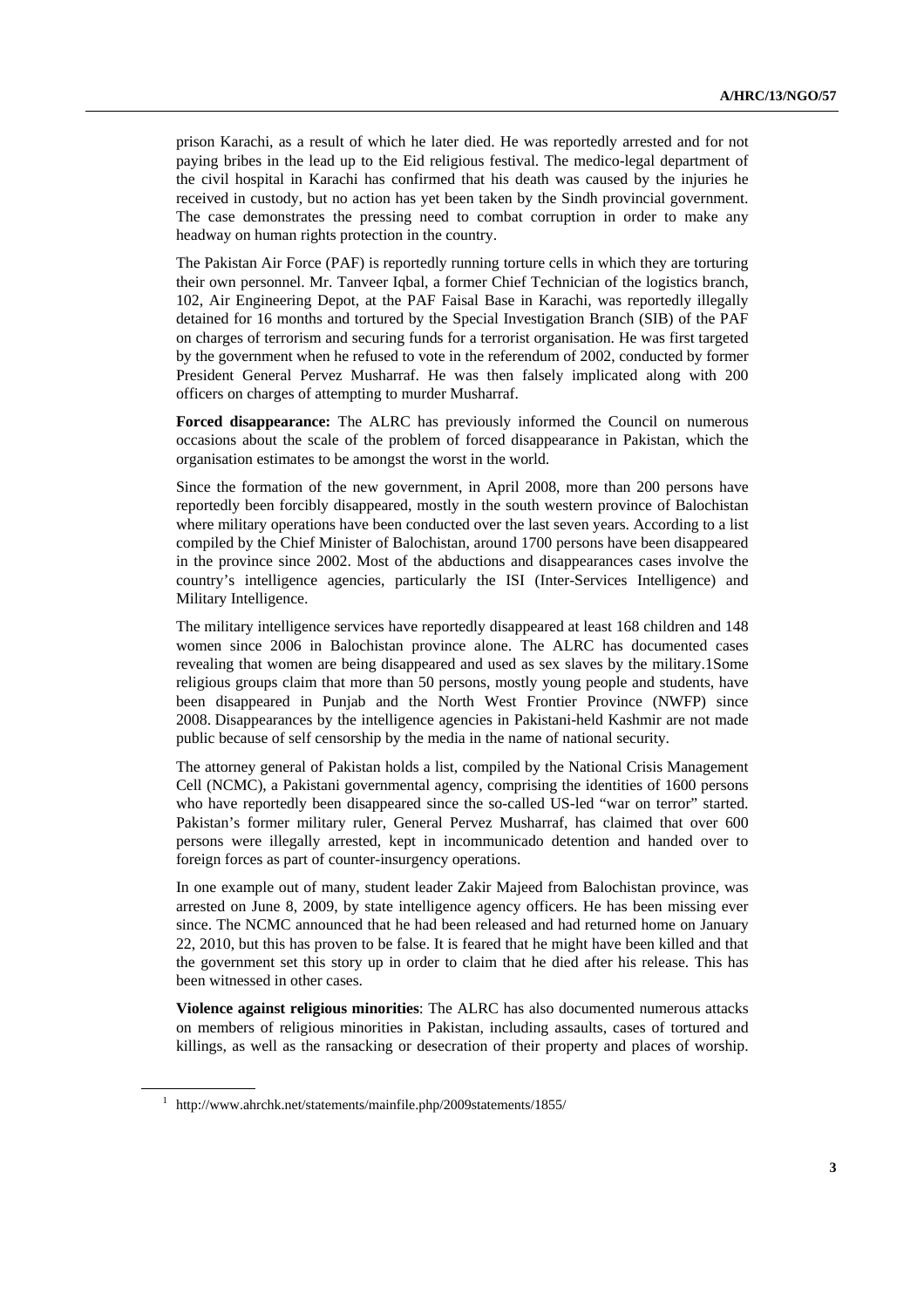prison Karachi, as a result of which he later died. He was reportedly arrested and for not paying bribes in the lead up to the Eid religious festival. The medico-legal department of the civil hospital in Karachi has confirmed that his death was caused by the injuries he received in custody, but no action has yet been taken by the Sindh provincial government. The case demonstrates the pressing need to combat corruption in order to make any headway on human rights protection in the country.

The Pakistan Air Force (PAF) is reportedly running torture cells in which they are torturing their own personnel. Mr. Tanveer Iqbal, a former Chief Technician of the logistics branch, 102, Air Engineering Depot, at the PAF Faisal Base in Karachi, was reportedly illegally detained for 16 months and tortured by the Special Investigation Branch (SIB) of the PAF on charges of terrorism and securing funds for a terrorist organisation. He was first targeted by the government when he refused to vote in the referendum of 2002, conducted by former President General Pervez Musharraf. He was then falsely implicated along with 200 officers on charges of attempting to murder Musharraf.

**Forced disappearance:** The ALRC has previously informed the Council on numerous occasions about the scale of the problem of forced disappearance in Pakistan, which the organisation estimates to be amongst the worst in the world.

Since the formation of the new government, in April 2008, more than 200 persons have reportedly been forcibly disappeared, mostly in the south western province of Balochistan where military operations have been conducted over the last seven years. According to a list compiled by the Chief Minister of Balochistan, around 1700 persons have been disappeared in the province since 2002. Most of the abductions and disappearances cases involve the country's intelligence agencies, particularly the ISI (Inter-Services Intelligence) and Military Intelligence.

The military intelligence services have reportedly disappeared at least 168 children and 148 women since 2006 in Balochistan province alone. The ALRC has documented cases revealing that women are being disappeared and used as sex slaves by the military.[1] Some religious groups claim that more than 50 persons, mostly young people and students, have been disappeared in Punjab and the North West Frontier Province (NWFP) since 2008. Disappearances by the intelligence agencies in Pakistani-held Kashmir are not made public because of self censorship by the media in the name of national security.

The attorney general of Pakistan holds a list, compiled by the National Crisis Management Cell (NCMC), a Pakistani governmental agency, comprising the identities of 1600 persons who have reportedly been disappeared since the so-called US-led "war on terror" started. Pakistan's former military ruler, General Pervez Musharraf, has claimed that over 600 persons were illegally arrested, kept in incommunicado detention and handed over to foreign forces as part of counter-insurgency operations.

In one example out of many, student leader Zakir Majeed from Balochistan province, was arrested on June 8, 2009, by state intelligence agency officers. He has been missing ever since. The NCMC announced that he had been released and had returned home on January 22, 2010, but this has proven to be false. It is feared that he might have been killed and that the government set this story up in order to claim that he died after his release. This has been witnessed in other cases.

**Violence against religious minorities**: The ALRC has also documented numerous attacks on members of religious minorities in Pakistan, including assaults, cases of tortured and killings, as well as the ransacking or desecration of their property and places of worship.

---

[1] http://www.ahrchk.net/statements/mainfile.php/2009statements/1855/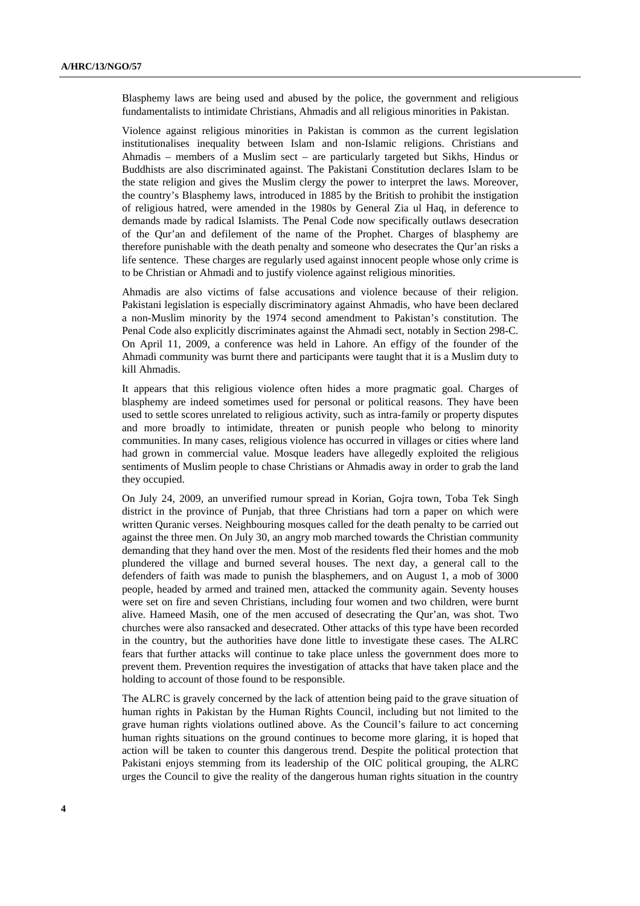Blasphemy laws are being used and abused by the police, the government and religious fundamentalists to intimidate Christians, Ahmadis and all religious minorities in Pakistan.

Violence against religious minorities in Pakistan is common as the current legislation institutionalises inequality between Islam and non-Islamic religions. Christians and Ahmadis – members of a Muslim sect – are particularly targeted but Sikhs, Hindus or Buddhists are also discriminated against. The Pakistani Constitution declares Islam to be the state religion and gives the Muslim clergy the power to interpret the laws. Moreover, the country's Blasphemy laws, introduced in 1885 by the British to prohibit the instigation of religious hatred, were amended in the 1980s by General Zia ul Haq, in deference to demands made by radical Islamists. The Penal Code now specifically outlaws desecration of the Qur'an and defilement of the name of the Prophet. Charges of blasphemy are therefore punishable with the death penalty and someone who desecrates the Qur'an risks a life sentence. These charges are regularly used against innocent people whose only crime is to be Christian or Ahmadi and to justify violence against religious minorities.

Ahmadis are also victims of false accusations and violence because of their religion. Pakistani legislation is especially discriminatory against Ahmadis, who have been declared a non-Muslim minority by the 1974 second amendment to Pakistan's constitution. The Penal Code also explicitly discriminates against the Ahmadi sect, notably in Section 298-C. On April 11, 2009, a conference was held in Lahore. An effigy of the founder of the Ahmadi community was burnt there and participants were taught that it is a Muslim duty to kill Ahmadis.

It appears that this religious violence often hides a more pragmatic goal. Charges of blasphemy are indeed sometimes used for personal or political reasons. They have been used to settle scores unrelated to religious activity, such as intra-family or property disputes and more broadly to intimidate, threaten or punish people who belong to minority communities. In many cases, religious violence has occurred in villages or cities where land had grown in commercial value. Mosque leaders have allegedly exploited the religious sentiments of Muslim people to chase Christians or Ahmadis away in order to grab the land they occupied.

On July 24, 2009, an unverified rumour spread in Korian, Gojra town, Toba Tek Singh district in the province of Punjab, that three Christians had torn a paper on which were written Quranic verses. Neighbouring mosques called for the death penalty to be carried out against the three men. On July 30, an angry mob marched towards the Christian community demanding that they hand over the men. Most of the residents fled their homes and the mob plundered the village and burned several houses. The next day, a general call to the defenders of faith was made to punish the blasphemers, and on August 1, a mob of 3000 people, headed by armed and trained men, attacked the community again. Seventy houses were set on fire and seven Christians, including four women and two children, were burnt alive. Hameed Masih, one of the men accused of desecrating the Qur'an, was shot. Two churches were also ransacked and desecrated. Other attacks of this type have been recorded in the country, but the authorities have done little to investigate these cases. The ALRC fears that further attacks will continue to take place unless the government does more to prevent them. Prevention requires the investigation of attacks that have taken place and the holding to account of those found to be responsible.

The ALRC is gravely concerned by the lack of attention being paid to the grave situation of human rights in Pakistan by the Human Rights Council, including but not limited to the grave human rights violations outlined above. As the Council's failure to act concerning human rights situations on the ground continues to become more glaring, it is hoped that action will be taken to counter this dangerous trend. Despite the political protection that Pakistani enjoys stemming from its leadership of the OIC political grouping, the ALRC urges the Council to give the reality of the dangerous human rights situation in the country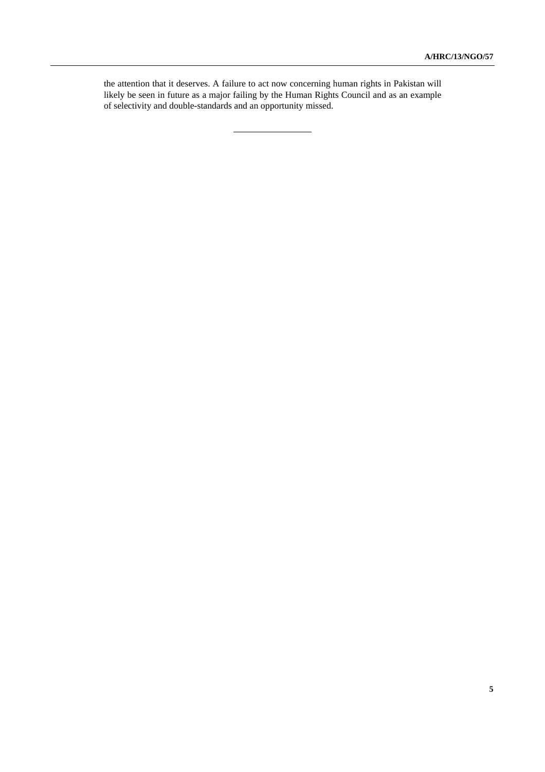the attention that it deserves. A failure to act now concerning human rights in Pakistan will likely be seen in future as a major failing by the Human Rights Council and as an example of selectivity and double-standards and an opportunity missed.